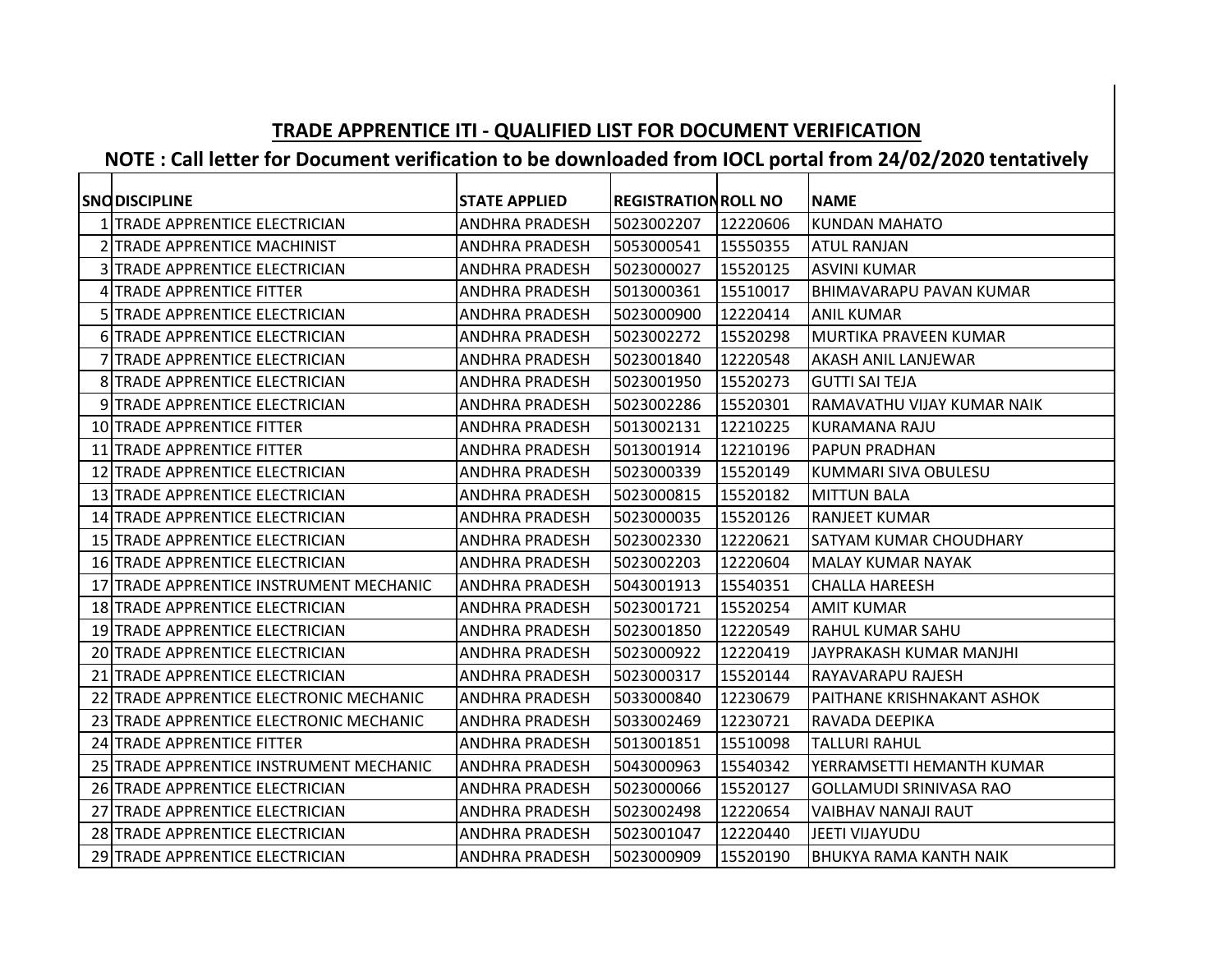## TRADE APPRENTICE ITI - QUALIFIED LIST FOR DOCUMENT VERIFICATION

**NOTE : Call letter for Document verification to be downloaded from IOCL portal from 24/02/2020 tentatively**

| SNO | DISCIPLINE | STATE APPLIED | REGISTRATION | ROLL NO | NAME |
|---|---|---|---|---|---|
| 1 | TRADE APPRENTICE ELECTRICIAN | ANDHRA PRADESH | 5023002207 | 12220606 | KUNDAN MAHATO |
| 2 | TRADE APPRENTICE MACHINIST | ANDHRA PRADESH | 5053000541 | 15550355 | ATUL RANJAN |
| 3 | TRADE APPRENTICE ELECTRICIAN | ANDHRA PRADESH | 5023000027 | 15520125 | ASVINI KUMAR |
| 4 | TRADE APPRENTICE FITTER | ANDHRA PRADESH | 5013000361 | 15510017 | BHIMAVARAPU PAVAN KUMAR |
| 5 | TRADE APPRENTICE ELECTRICIAN | ANDHRA PRADESH | 5023000900 | 12220414 | ANIL KUMAR |
| 6 | TRADE APPRENTICE ELECTRICIAN | ANDHRA PRADESH | 5023002272 | 15520298 | MURTIKA PRAVEEN KUMAR |
| 7 | TRADE APPRENTICE ELECTRICIAN | ANDHRA PRADESH | 5023001840 | 12220548 | AKASH ANIL LANJEWAR |
| 8 | TRADE APPRENTICE ELECTRICIAN | ANDHRA PRADESH | 5023001950 | 15520273 | GUTTI SAI TEJA |
| 9 | TRADE APPRENTICE ELECTRICIAN | ANDHRA PRADESH | 5023002286 | 15520301 | RAMAVATHU VIJAY KUMAR NAIK |
| 10 | TRADE APPRENTICE FITTER | ANDHRA PRADESH | 5013002131 | 12210225 | KURAMANA RAJU |
| 11 | TRADE APPRENTICE FITTER | ANDHRA PRADESH | 5013001914 | 12210196 | PAPUN PRADHAN |
| 12 | TRADE APPRENTICE ELECTRICIAN | ANDHRA PRADESH | 5023000339 | 15520149 | KUMMARI SIVA OBULESU |
| 13 | TRADE APPRENTICE ELECTRICIAN | ANDHRA PRADESH | 5023000815 | 15520182 | MITTUN BALA |
| 14 | TRADE APPRENTICE ELECTRICIAN | ANDHRA PRADESH | 5023000035 | 15520126 | RANJEET KUMAR |
| 15 | TRADE APPRENTICE ELECTRICIAN | ANDHRA PRADESH | 5023002330 | 12220621 | SATYAM KUMAR CHOUDHARY |
| 16 | TRADE APPRENTICE ELECTRICIAN | ANDHRA PRADESH | 5023002203 | 12220604 | MALAY KUMAR NAYAK |
| 17 | TRADE APPRENTICE INSTRUMENT MECHANIC | ANDHRA PRADESH | 5043001913 | 15540351 | CHALLA HAREESH |
| 18 | TRADE APPRENTICE ELECTRICIAN | ANDHRA PRADESH | 5023001721 | 15520254 | AMIT KUMAR |
| 19 | TRADE APPRENTICE ELECTRICIAN | ANDHRA PRADESH | 5023001850 | 12220549 | RAHUL KUMAR SAHU |
| 20 | TRADE APPRENTICE ELECTRICIAN | ANDHRA PRADESH | 5023000922 | 12220419 | JAYPRAKASH KUMAR MANJHI |
| 21 | TRADE APPRENTICE ELECTRICIAN | ANDHRA PRADESH | 5023000317 | 15520144 | RAYAVARAPU RAJESH |
| 22 | TRADE APPRENTICE ELECTRONIC MECHANIC | ANDHRA PRADESH | 5033000840 | 12230679 | PAITHANE KRISHNAKANT ASHOK |
| 23 | TRADE APPRENTICE ELECTRONIC MECHANIC | ANDHRA PRADESH | 5033002469 | 12230721 | RAVADA DEEPIKA |
| 24 | TRADE APPRENTICE FITTER | ANDHRA PRADESH | 5013001851 | 15510098 | TALLURI RAHUL |
| 25 | TRADE APPRENTICE INSTRUMENT MECHANIC | ANDHRA PRADESH | 5043000963 | 15540342 | YERRAMSETTI HEMANTH KUMAR |
| 26 | TRADE APPRENTICE ELECTRICIAN | ANDHRA PRADESH | 5023000066 | 15520127 | GOLLAMUDI SRINIVASA RAO |
| 27 | TRADE APPRENTICE ELECTRICIAN | ANDHRA PRADESH | 5023002498 | 12220654 | VAIBHAV NANAJI RAUT |
| 28 | TRADE APPRENTICE ELECTRICIAN | ANDHRA PRADESH | 5023001047 | 12220440 | JEETI VIJAYUDU |
| 29 | TRADE APPRENTICE ELECTRICIAN | ANDHRA PRADESH | 5023000909 | 15520190 | BHUKYA RAMA KANTH NAIK |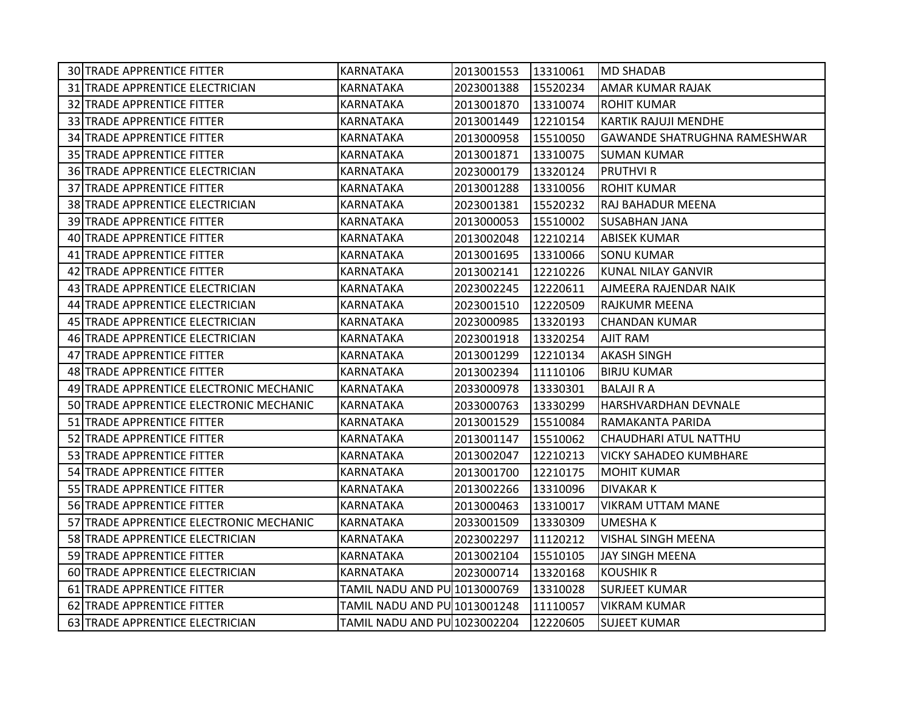| 30 | TRADE APPRENTICE FITTER | KARNATAKA | 2013001553 | 13310061 | MD SHADAB |
|---|---|---|---|---|---|
| 31 | TRADE APPRENTICE ELECTRICIAN | KARNATAKA | 2023001388 | 15520234 | AMAR KUMAR RAJAK |
| 32 | TRADE APPRENTICE FITTER | KARNATAKA | 2013001870 | 13310074 | ROHIT KUMAR |
| 33 | TRADE APPRENTICE FITTER | KARNATAKA | 2013001449 | 12210154 | KARTIK RAJUJI MENDHE |
| 34 | TRADE APPRENTICE FITTER | KARNATAKA | 2013000958 | 15510050 | GAWANDE SHATRUGHNA RAMESHWAR |
| 35 | TRADE APPRENTICE FITTER | KARNATAKA | 2013001871 | 13310075 | SUMAN KUMAR |
| 36 | TRADE APPRENTICE ELECTRICIAN | KARNATAKA | 2023000179 | 13320124 | PRUTHVI R |
| 37 | TRADE APPRENTICE FITTER | KARNATAKA | 2013001288 | 13310056 | ROHIT KUMAR |
| 38 | TRADE APPRENTICE ELECTRICIAN | KARNATAKA | 2023001381 | 15520232 | RAJ BAHADUR MEENA |
| 39 | TRADE APPRENTICE FITTER | KARNATAKA | 2013000053 | 15510002 | SUSABHAN JANA |
| 40 | TRADE APPRENTICE FITTER | KARNATAKA | 2013002048 | 12210214 | ABISEK KUMAR |
| 41 | TRADE APPRENTICE FITTER | KARNATAKA | 2013001695 | 13310066 | SONU KUMAR |
| 42 | TRADE APPRENTICE FITTER | KARNATAKA | 2013002141 | 12210226 | KUNAL NILAY GANVIR |
| 43 | TRADE APPRENTICE ELECTRICIAN | KARNATAKA | 2023002245 | 12220611 | AJMEERA RAJENDAR NAIK |
| 44 | TRADE APPRENTICE ELECTRICIAN | KARNATAKA | 2023001510 | 12220509 | RAJKUMR MEENA |
| 45 | TRADE APPRENTICE ELECTRICIAN | KARNATAKA | 2023000985 | 13320193 | CHANDAN KUMAR |
| 46 | TRADE APPRENTICE ELECTRICIAN | KARNATAKA | 2023001918 | 13320254 | AJIT RAM |
| 47 | TRADE APPRENTICE FITTER | KARNATAKA | 2013001299 | 12210134 | AKASH SINGH |
| 48 | TRADE APPRENTICE FITTER | KARNATAKA | 2013002394 | 11110106 | BIRJU KUMAR |
| 49 | TRADE APPRENTICE ELECTRONIC MECHANIC | KARNATAKA | 2033000978 | 13330301 | BALAJI R A |
| 50 | TRADE APPRENTICE ELECTRONIC MECHANIC | KARNATAKA | 2033000763 | 13330299 | HARSHVARDHAN DEVNALE |
| 51 | TRADE APPRENTICE FITTER | KARNATAKA | 2013001529 | 15510084 | RAMAKANTA PARIDA |
| 52 | TRADE APPRENTICE FITTER | KARNATAKA | 2013001147 | 15510062 | CHAUDHARI ATUL NATTHU |
| 53 | TRADE APPRENTICE FITTER | KARNATAKA | 2013002047 | 12210213 | VICKY SAHADEO KUMBHARE |
| 54 | TRADE APPRENTICE FITTER | KARNATAKA | 2013001700 | 12210175 | MOHIT KUMAR |
| 55 | TRADE APPRENTICE FITTER | KARNATAKA | 2013002266 | 13310096 | DIVAKAR K |
| 56 | TRADE APPRENTICE FITTER | KARNATAKA | 2013000463 | 13310017 | VIKRAM UTTAM MANE |
| 57 | TRADE APPRENTICE ELECTRONIC MECHANIC | KARNATAKA | 2033001509 | 13330309 | UMESHA K |
| 58 | TRADE APPRENTICE ELECTRICIAN | KARNATAKA | 2023002297 | 11120212 | VISHAL SINGH MEENA |
| 59 | TRADE APPRENTICE FITTER | KARNATAKA | 2013002104 | 15510105 | JAY SINGH MEENA |
| 60 | TRADE APPRENTICE ELECTRICIAN | KARNATAKA | 2023000714 | 13320168 | KOUSHIK R |
| 61 | TRADE APPRENTICE FITTER | TAMIL NADU AND PU | 1013000769 | 13310028 | SURJEET KUMAR |
| 62 | TRADE APPRENTICE FITTER | TAMIL NADU AND PU | 1013001248 | 11110057 | VIKRAM KUMAR |
| 63 | TRADE APPRENTICE ELECTRICIAN | TAMIL NADU AND PU | 1023002204 | 12220605 | SUJEET KUMAR |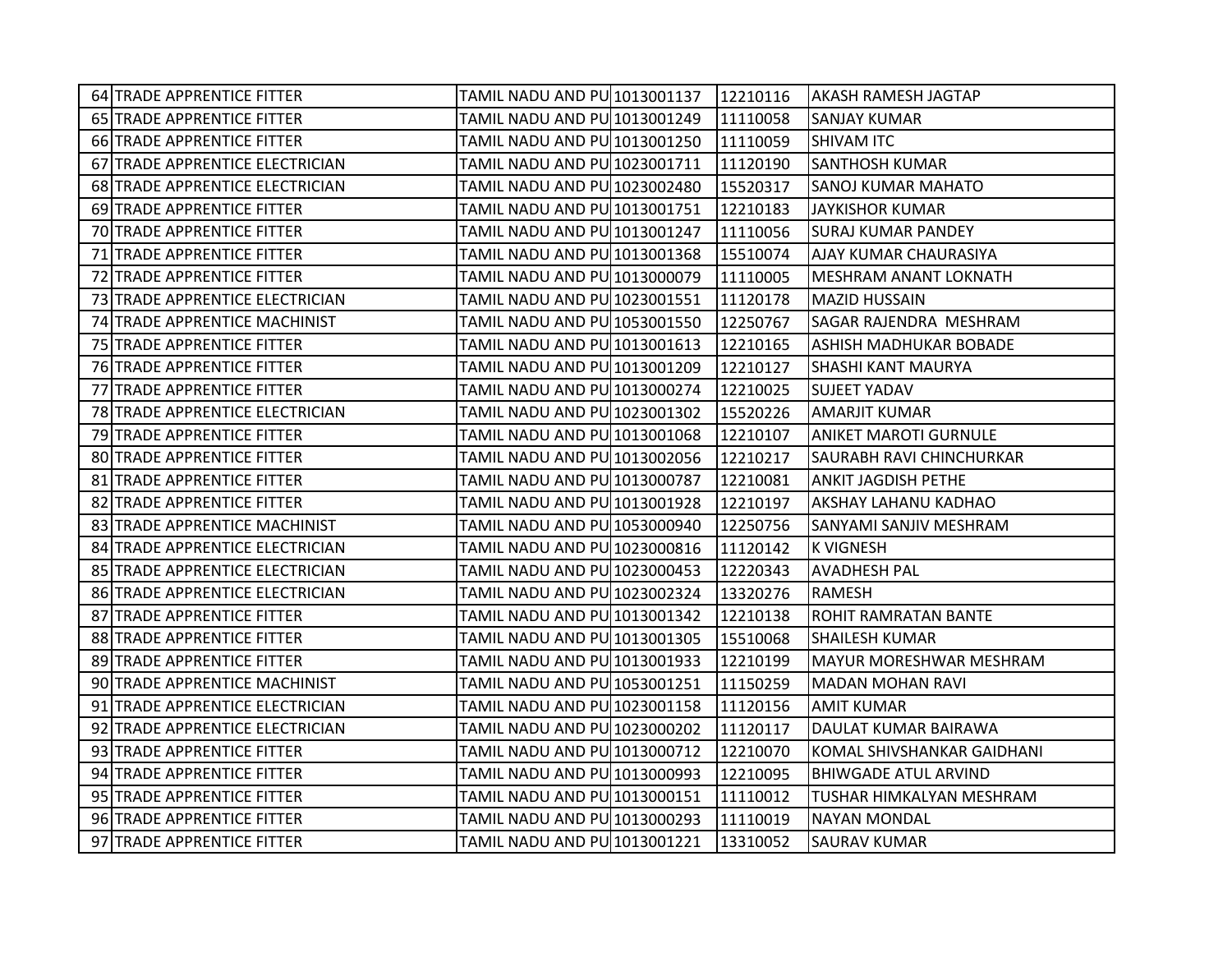| | | | | | |
|---|---|---|---|---|---|
| 64 | TRADE APPRENTICE FITTER | TAMIL NADU AND PU | 1013001137 | 12210116 | AKASH RAMESH JAGTAP |
| 65 | TRADE APPRENTICE FITTER | TAMIL NADU AND PU | 1013001249 | 11110058 | SANJAY KUMAR |
| 66 | TRADE APPRENTICE FITTER | TAMIL NADU AND PU | 1013001250 | 11110059 | SHIVAM ITC |
| 67 | TRADE APPRENTICE ELECTRICIAN | TAMIL NADU AND PU | 1023001711 | 11120190 | SANTHOSH KUMAR |
| 68 | TRADE APPRENTICE ELECTRICIAN | TAMIL NADU AND PU | 1023002480 | 15520317 | SANOJ KUMAR MAHATO |
| 69 | TRADE APPRENTICE FITTER | TAMIL NADU AND PU | 1013001751 | 12210183 | JAYKISHOR KUMAR |
| 70 | TRADE APPRENTICE FITTER | TAMIL NADU AND PU | 1013001247 | 11110056 | SURAJ KUMAR PANDEY |
| 71 | TRADE APPRENTICE FITTER | TAMIL NADU AND PU | 1013001368 | 15510074 | AJAY KUMAR CHAURASIYA |
| 72 | TRADE APPRENTICE FITTER | TAMIL NADU AND PU | 1013000079 | 11110005 | MESHRAM ANANT LOKNATH |
| 73 | TRADE APPRENTICE ELECTRICIAN | TAMIL NADU AND PU | 1023001551 | 11120178 | MAZID HUSSAIN |
| 74 | TRADE APPRENTICE MACHINIST | TAMIL NADU AND PU | 1053001550 | 12250767 | SAGAR RAJENDRA MESHRAM |
| 75 | TRADE APPRENTICE FITTER | TAMIL NADU AND PU | 1013001613 | 12210165 | ASHISH MADHUKAR BOBADE |
| 76 | TRADE APPRENTICE FITTER | TAMIL NADU AND PU | 1013001209 | 12210127 | SHASHI KANT MAURYA |
| 77 | TRADE APPRENTICE FITTER | TAMIL NADU AND PU | 1013000274 | 12210025 | SUJEET YADAV |
| 78 | TRADE APPRENTICE ELECTRICIAN | TAMIL NADU AND PU | 1023001302 | 15520226 | AMARJIT KUMAR |
| 79 | TRADE APPRENTICE FITTER | TAMIL NADU AND PU | 1013001068 | 12210107 | ANIKET MAROTI GURNULE |
| 80 | TRADE APPRENTICE FITTER | TAMIL NADU AND PU | 1013002056 | 12210217 | SAURABH RAVI CHINCHURKAR |
| 81 | TRADE APPRENTICE FITTER | TAMIL NADU AND PU | 1013000787 | 12210081 | ANKIT JAGDISH PETHE |
| 82 | TRADE APPRENTICE FITTER | TAMIL NADU AND PU | 1013001928 | 12210197 | AKSHAY LAHANU KADHAO |
| 83 | TRADE APPRENTICE MACHINIST | TAMIL NADU AND PU | 1053000940 | 12250756 | SANYAMI SANJIV MESHRAM |
| 84 | TRADE APPRENTICE ELECTRICIAN | TAMIL NADU AND PU | 1023000816 | 11120142 | K VIGNESH |
| 85 | TRADE APPRENTICE ELECTRICIAN | TAMIL NADU AND PU | 1023000453 | 12220343 | AVADHESH PAL |
| 86 | TRADE APPRENTICE ELECTRICIAN | TAMIL NADU AND PU | 1023002324 | 13320276 | RAMESH |
| 87 | TRADE APPRENTICE FITTER | TAMIL NADU AND PU | 1013001342 | 12210138 | ROHIT RAMRATAN BANTE |
| 88 | TRADE APPRENTICE FITTER | TAMIL NADU AND PU | 1013001305 | 15510068 | SHAILESH KUMAR |
| 89 | TRADE APPRENTICE FITTER | TAMIL NADU AND PU | 1013001933 | 12210199 | MAYUR MORESHWAR MESHRAM |
| 90 | TRADE APPRENTICE MACHINIST | TAMIL NADU AND PU | 1053001251 | 11150259 | MADAN MOHAN RAVI |
| 91 | TRADE APPRENTICE ELECTRICIAN | TAMIL NADU AND PU | 1023001158 | 11120156 | AMIT KUMAR |
| 92 | TRADE APPRENTICE ELECTRICIAN | TAMIL NADU AND PU | 1023000202 | 11120117 | DAULAT KUMAR BAIRAWA |
| 93 | TRADE APPRENTICE FITTER | TAMIL NADU AND PU | 1013000712 | 12210070 | KOMAL SHIVSHANKAR GAIDHANI |
| 94 | TRADE APPRENTICE FITTER | TAMIL NADU AND PU | 1013000993 | 12210095 | BHIWGADE ATUL ARVIND |
| 95 | TRADE APPRENTICE FITTER | TAMIL NADU AND PU | 1013000151 | 11110012 | TUSHAR HIMKALYAN MESHRAM |
| 96 | TRADE APPRENTICE FITTER | TAMIL NADU AND PU | 1013000293 | 11110019 | NAYAN MONDAL |
| 97 | TRADE APPRENTICE FITTER | TAMIL NADU AND PU | 1013001221 | 13310052 | SAURAV KUMAR |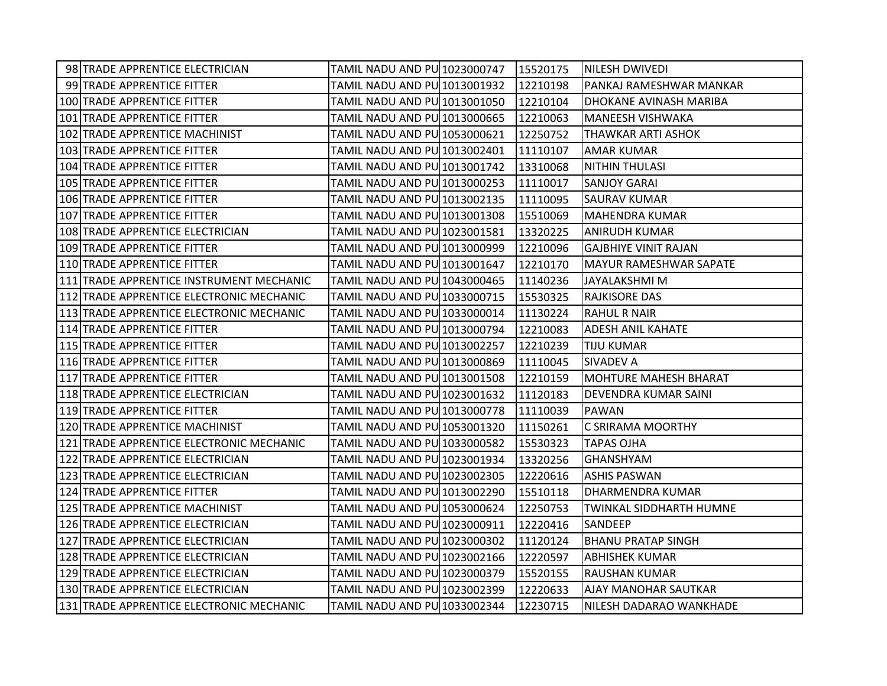| | | | | | |
|---|---|---|---|---|---|
| 98 | TRADE APPRENTICE ELECTRICIAN | TAMIL NADU AND PU | 1023000747 | 15520175 | NILESH DWIVEDI |
| 99 | TRADE APPRENTICE FITTER | TAMIL NADU AND PU | 1013001932 | 12210198 | PANKAJ RAMESHWAR MANKAR |
| 100 | TRADE APPRENTICE FITTER | TAMIL NADU AND PU | 1013001050 | 12210104 | DHOKANE AVINASH MARIBA |
| 101 | TRADE APPRENTICE FITTER | TAMIL NADU AND PU | 1013000665 | 12210063 | MANEESH VISHWAKA |
| 102 | TRADE APPRENTICE MACHINIST | TAMIL NADU AND PU | 1053000621 | 12250752 | THAWKAR ARTI ASHOK |
| 103 | TRADE APPRENTICE FITTER | TAMIL NADU AND PU | 1013002401 | 11110107 | AMAR KUMAR |
| 104 | TRADE APPRENTICE FITTER | TAMIL NADU AND PU | 1013001742 | 13310068 | NITHIN THULASI |
| 105 | TRADE APPRENTICE FITTER | TAMIL NADU AND PU | 1013000253 | 11110017 | SANJOY GARAI |
| 106 | TRADE APPRENTICE FITTER | TAMIL NADU AND PU | 1013002135 | 11110095 | SAURAV KUMAR |
| 107 | TRADE APPRENTICE FITTER | TAMIL NADU AND PU | 1013001308 | 15510069 | MAHENDRA KUMAR |
| 108 | TRADE APPRENTICE ELECTRICIAN | TAMIL NADU AND PU | 1023001581 | 13320225 | ANIRUDH KUMAR |
| 109 | TRADE APPRENTICE FITTER | TAMIL NADU AND PU | 1013000999 | 12210096 | GAJBHIYE VINIT RAJAN |
| 110 | TRADE APPRENTICE FITTER | TAMIL NADU AND PU | 1013001647 | 12210170 | MAYUR RAMESHWAR SAPATE |
| 111 | TRADE APPRENTICE INSTRUMENT MECHANIC | TAMIL NADU AND PU | 1043000465 | 11140236 | JAYALAKSHMI M |
| 112 | TRADE APPRENTICE ELECTRONIC MECHANIC | TAMIL NADU AND PU | 1033000715 | 15530325 | RAJKISORE DAS |
| 113 | TRADE APPRENTICE ELECTRONIC MECHANIC | TAMIL NADU AND PU | 1033000014 | 11130224 | RAHUL R NAIR |
| 114 | TRADE APPRENTICE FITTER | TAMIL NADU AND PU | 1013000794 | 12210083 | ADESH ANIL KAHATE |
| 115 | TRADE APPRENTICE FITTER | TAMIL NADU AND PU | 1013002257 | 12210239 | TIJU KUMAR |
| 116 | TRADE APPRENTICE FITTER | TAMIL NADU AND PU | 1013000869 | 11110045 | SIVADEV A |
| 117 | TRADE APPRENTICE FITTER | TAMIL NADU AND PU | 1013001508 | 12210159 | MOHTURE MAHESH BHARAT |
| 118 | TRADE APPRENTICE ELECTRICIAN | TAMIL NADU AND PU | 1023001632 | 11120183 | DEVENDRA KUMAR SAINI |
| 119 | TRADE APPRENTICE FITTER | TAMIL NADU AND PU | 1013000778 | 11110039 | PAWAN |
| 120 | TRADE APPRENTICE MACHINIST | TAMIL NADU AND PU | 1053001320 | 11150261 | C SRIRAMA MOORTHY |
| 121 | TRADE APPRENTICE ELECTRONIC MECHANIC | TAMIL NADU AND PU | 1033000582 | 15530323 | TAPAS OJHA |
| 122 | TRADE APPRENTICE ELECTRICIAN | TAMIL NADU AND PU | 1023001934 | 13320256 | GHANSHYAM |
| 123 | TRADE APPRENTICE ELECTRICIAN | TAMIL NADU AND PU | 1023002305 | 12220616 | ASHIS PASWAN |
| 124 | TRADE APPRENTICE FITTER | TAMIL NADU AND PU | 1013002290 | 15510118 | DHARMENDRA KUMAR |
| 125 | TRADE APPRENTICE MACHINIST | TAMIL NADU AND PU | 1053000624 | 12250753 | TWINKAL SIDDHARTH HUMNE |
| 126 | TRADE APPRENTICE ELECTRICIAN | TAMIL NADU AND PU | 1023000911 | 12220416 | SANDEEP |
| 127 | TRADE APPRENTICE ELECTRICIAN | TAMIL NADU AND PU | 1023000302 | 11120124 | BHANU PRATAP SINGH |
| 128 | TRADE APPRENTICE ELECTRICIAN | TAMIL NADU AND PU | 1023002166 | 12220597 | ABHISHEK KUMAR |
| 129 | TRADE APPRENTICE ELECTRICIAN | TAMIL NADU AND PU | 1023000379 | 15520155 | RAUSHAN KUMAR |
| 130 | TRADE APPRENTICE ELECTRICIAN | TAMIL NADU AND PU | 1023002399 | 12220633 | AJAY MANOHAR SAUTKAR |
| 131 | TRADE APPRENTICE ELECTRONIC MECHANIC | TAMIL NADU AND PU | 1033002344 | 12230715 | NILESH DADARAO WANKHADE |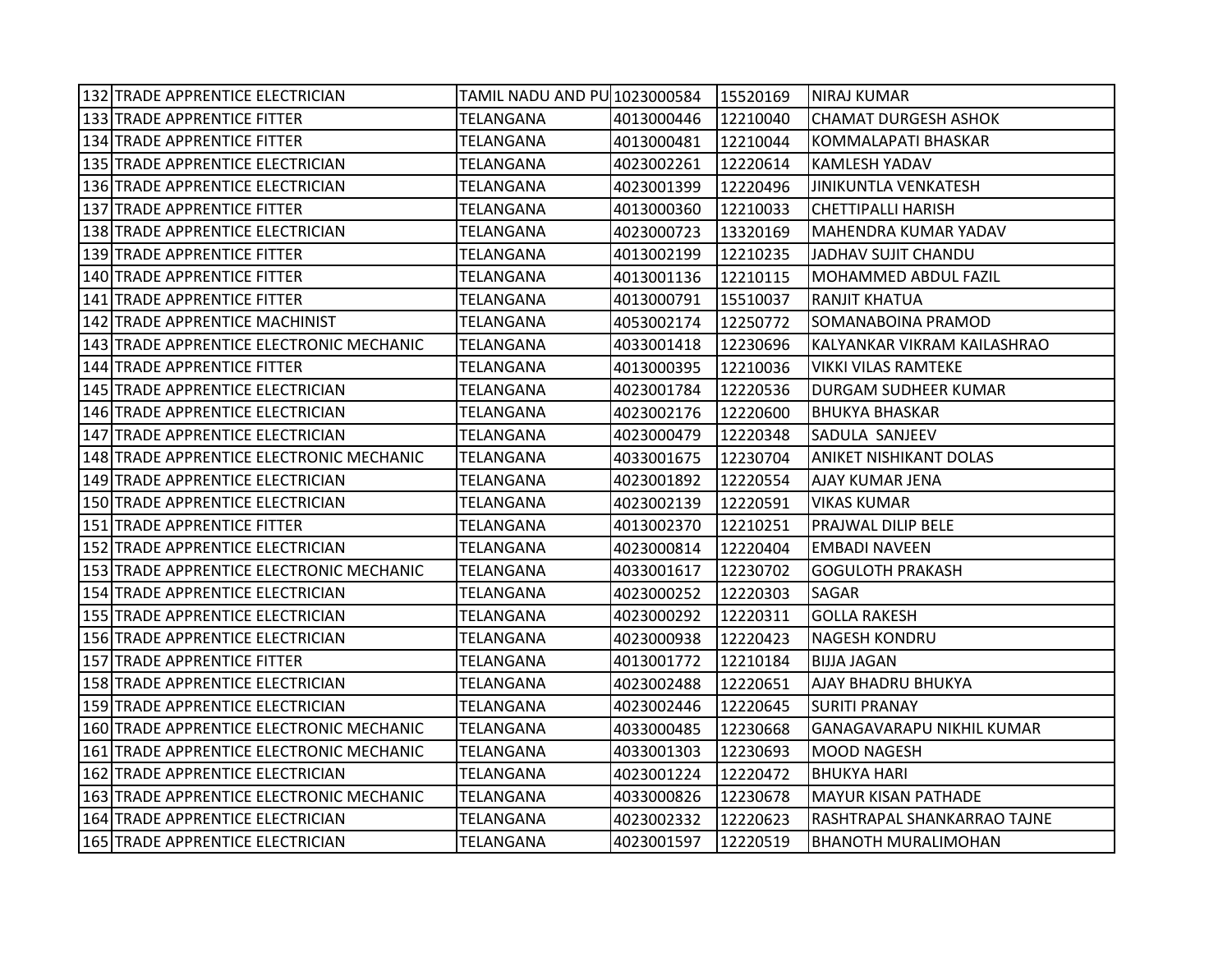| 132 | TRADE APPRENTICE ELECTRICIAN | TAMIL NADU AND PU | 1023000584 | 15520169 | NIRAJ KUMAR |
|---|---|---|---|---|---|
| 133 | TRADE APPRENTICE FITTER | TELANGANA | 4013000446 | 12210040 | CHAMAT DURGESH ASHOK |
| 134 | TRADE APPRENTICE FITTER | TELANGANA | 4013000481 | 12210044 | KOMMALAPATI BHASKAR |
| 135 | TRADE APPRENTICE ELECTRICIAN | TELANGANA | 4023002261 | 12220614 | KAMLESH YADAV |
| 136 | TRADE APPRENTICE ELECTRICIAN | TELANGANA | 4023001399 | 12220496 | JINIKUNTLA VENKATESH |
| 137 | TRADE APPRENTICE FITTER | TELANGANA | 4013000360 | 12210033 | CHETTIPALLI HARISH |
| 138 | TRADE APPRENTICE ELECTRICIAN | TELANGANA | 4023000723 | 13320169 | MAHENDRA KUMAR YADAV |
| 139 | TRADE APPRENTICE FITTER | TELANGANA | 4013002199 | 12210235 | JADHAV SUJIT CHANDU |
| 140 | TRADE APPRENTICE FITTER | TELANGANA | 4013001136 | 12210115 | MOHAMMED ABDUL FAZIL |
| 141 | TRADE APPRENTICE FITTER | TELANGANA | 4013000791 | 15510037 | RANJIT KHATUA |
| 142 | TRADE APPRENTICE MACHINIST | TELANGANA | 4053002174 | 12250772 | SOMANABOINA PRAMOD |
| 143 | TRADE APPRENTICE ELECTRONIC MECHANIC | TELANGANA | 4033001418 | 12230696 | KALYANKAR VIKRAM KAILASHRAO |
| 144 | TRADE APPRENTICE FITTER | TELANGANA | 4013000395 | 12210036 | VIKKI VILAS RAMTEKE |
| 145 | TRADE APPRENTICE ELECTRICIAN | TELANGANA | 4023001784 | 12220536 | DURGAM SUDHEER KUMAR |
| 146 | TRADE APPRENTICE ELECTRICIAN | TELANGANA | 4023002176 | 12220600 | BHUKYA BHASKAR |
| 147 | TRADE APPRENTICE ELECTRICIAN | TELANGANA | 4023000479 | 12220348 | SADULA SANJEEV |
| 148 | TRADE APPRENTICE ELECTRONIC MECHANIC | TELANGANA | 4033001675 | 12230704 | ANIKET NISHIKANT DOLAS |
| 149 | TRADE APPRENTICE ELECTRICIAN | TELANGANA | 4023001892 | 12220554 | AJAY KUMAR JENA |
| 150 | TRADE APPRENTICE ELECTRICIAN | TELANGANA | 4023002139 | 12220591 | VIKAS KUMAR |
| 151 | TRADE APPRENTICE FITTER | TELANGANA | 4013002370 | 12210251 | PRAJWAL DILIP BELE |
| 152 | TRADE APPRENTICE ELECTRICIAN | TELANGANA | 4023000814 | 12220404 | EMBADI NAVEEN |
| 153 | TRADE APPRENTICE ELECTRONIC MECHANIC | TELANGANA | 4033001617 | 12230702 | GOGULOTH PRAKASH |
| 154 | TRADE APPRENTICE ELECTRICIAN | TELANGANA | 4023000252 | 12220303 | SAGAR |
| 155 | TRADE APPRENTICE ELECTRICIAN | TELANGANA | 4023000292 | 12220311 | GOLLA RAKESH |
| 156 | TRADE APPRENTICE ELECTRICIAN | TELANGANA | 4023000938 | 12220423 | NAGESH KONDRU |
| 157 | TRADE APPRENTICE FITTER | TELANGANA | 4013001772 | 12210184 | BIJJA JAGAN |
| 158 | TRADE APPRENTICE ELECTRICIAN | TELANGANA | 4023002488 | 12220651 | AJAY BHADRU BHUKYA |
| 159 | TRADE APPRENTICE ELECTRICIAN | TELANGANA | 4023002446 | 12220645 | SURITI PRANAY |
| 160 | TRADE APPRENTICE ELECTRONIC MECHANIC | TELANGANA | 4033000485 | 12230668 | GANAGAVARAPU NIKHIL KUMAR |
| 161 | TRADE APPRENTICE ELECTRONIC MECHANIC | TELANGANA | 4033001303 | 12230693 | MOOD NAGESH |
| 162 | TRADE APPRENTICE ELECTRICIAN | TELANGANA | 4023001224 | 12220472 | BHUKYA HARI |
| 163 | TRADE APPRENTICE ELECTRONIC MECHANIC | TELANGANA | 4033000826 | 12230678 | MAYUR KISAN PATHADE |
| 164 | TRADE APPRENTICE ELECTRICIAN | TELANGANA | 4023002332 | 12220623 | RASHTRAPAL SHANKARRAO TAJNE |
| 165 | TRADE APPRENTICE ELECTRICIAN | TELANGANA | 4023001597 | 12220519 | BHANOTH MURALIMOHAN |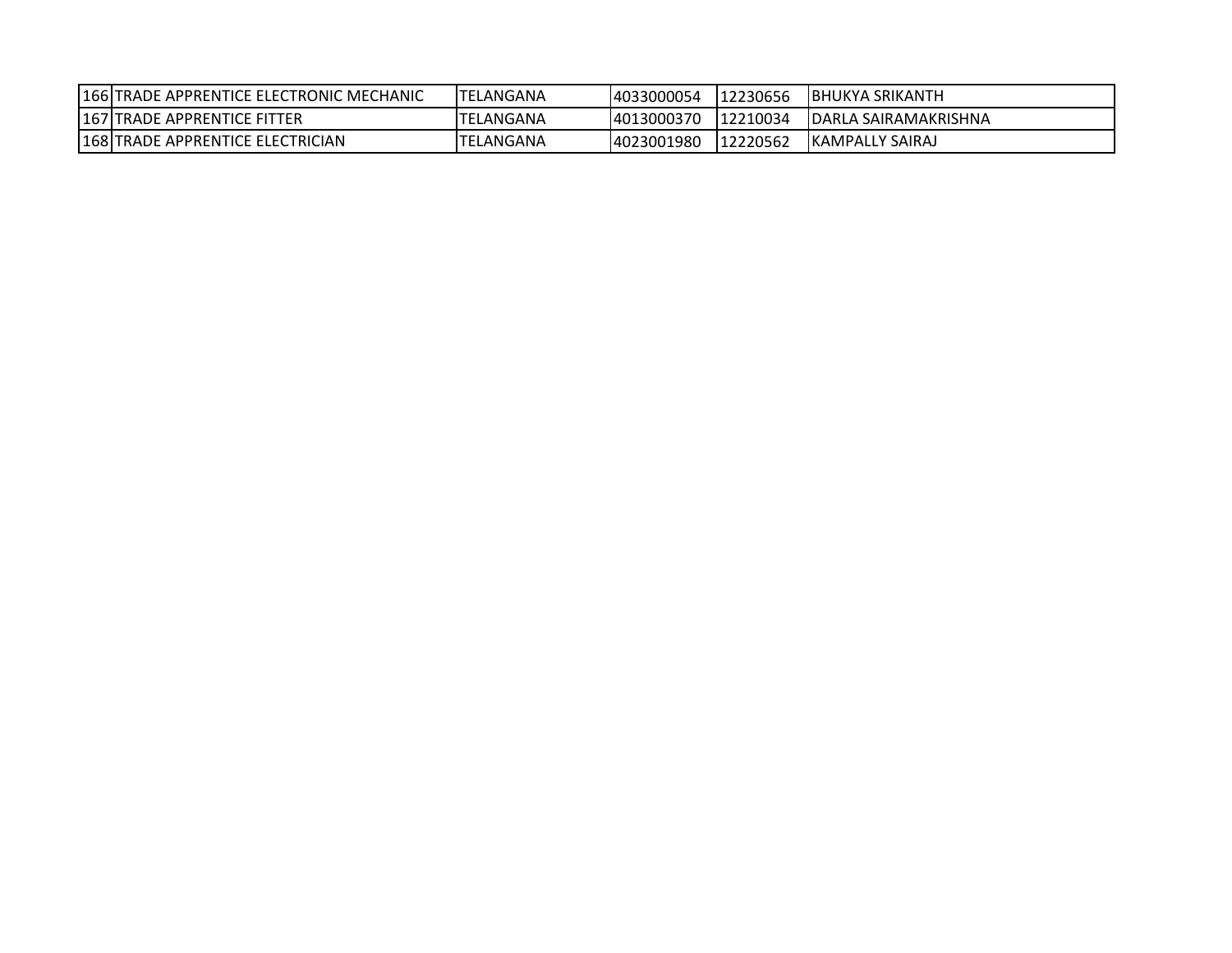| | | | | | |
|---|---|---|---|---|---|
| 166 | TRADE APPRENTICE ELECTRONIC MECHANIC | TELANGANA | 4033000054 | 12230656 | BHUKYA SRIKANTH |
| 167 | TRADE APPRENTICE FITTER | TELANGANA | 4013000370 | 12210034 | DARLA SAIRAMAKRISHNA |
| 168 | TRADE APPRENTICE ELECTRICIAN | TELANGANA | 4023001980 | 12220562 | KAMPALLY SAIRAJ |